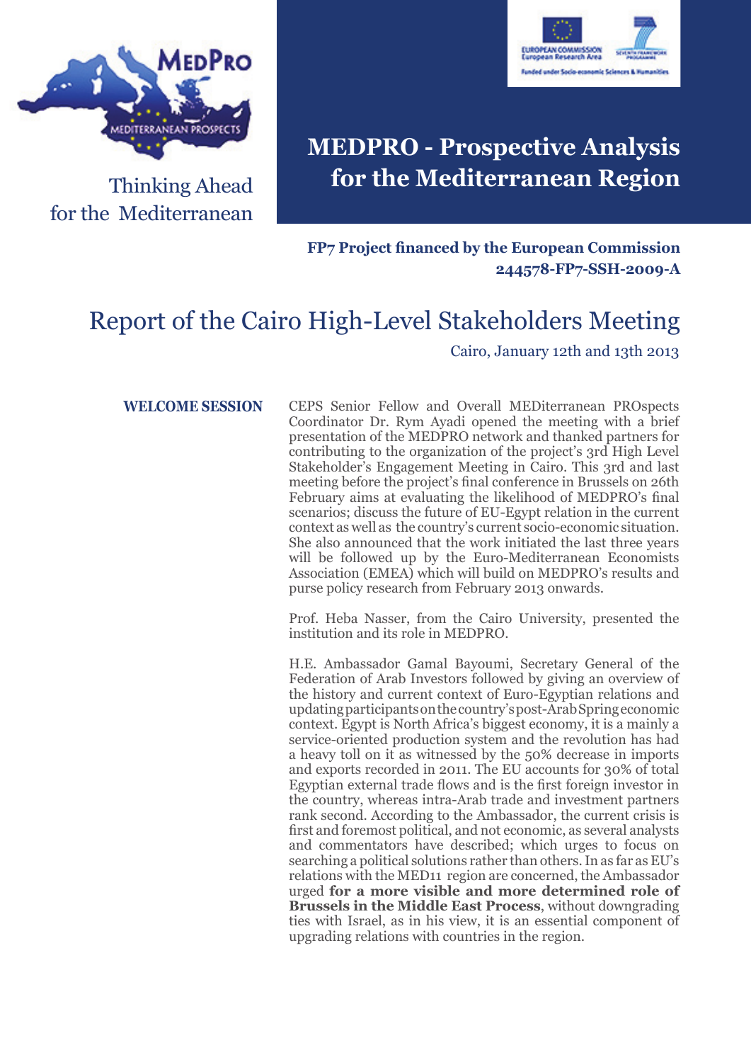Thinking Ahead for the Mediterranean

# MEDPRO - Prospective Analysis for the Mediterranean Region

**FP7 Project financed by the European Commission**
**244578-FP7-SSH-2009-A**

# Report of the Cairo High-Level Stakeholders Meeting

Cairo, January 12th and 13th 2013

## WELCOME SESSION

CEPS Senior Fellow and Overall MEDiterranean PROspects Coordinator Dr. Rym Ayadi opened the meeting with a brief presentation of the MEDPRO network and thanked partners for contributing to the organization of the project's 3rd High Level Stakeholder's Engagement Meeting in Cairo. This 3rd and last meeting before the project's final conference in Brussels on 26th February aims at evaluating the likelihood of MEDPRO's final scenarios; discuss the future of EU-Egypt relation in the current context as well as the country's current socio-economic situation. She also announced that the work initiated the last three years will be followed up by the Euro-Mediterranean Economists Association (EMEA) which will build on MEDPRO's results and purse policy research from February 2013 onwards.

Prof. Heba Nasser, from the Cairo University, presented the institution and its role in MEDPRO.

H.E. Ambassador Gamal Bayoumi, Secretary General of the Federation of Arab Investors followed by giving an overview of the history and current context of Euro-Egyptian relations and updating participants on the country's post-Arab Spring economic context. Egypt is North Africa's biggest economy, it is a mainly a service-oriented production system and the revolution has had a heavy toll on it as witnessed by the 50% decrease in imports and exports recorded in 2011. The EU accounts for 30% of total Egyptian external trade flows and is the first foreign investor in the country, whereas intra-Arab trade and investment partners rank second. According to the Ambassador, the current crisis is first and foremost political, and not economic, as several analysts and commentators have described; which urges to focus on searching a political solutions rather than others. In as far as EU's relations with the MED11 region are concerned, the Ambassador urged **for a more visible and more determined role of Brussels in the Middle East Process**, without downgrading ties with Israel, as in his view, it is an essential component of upgrading relations with countries in the region.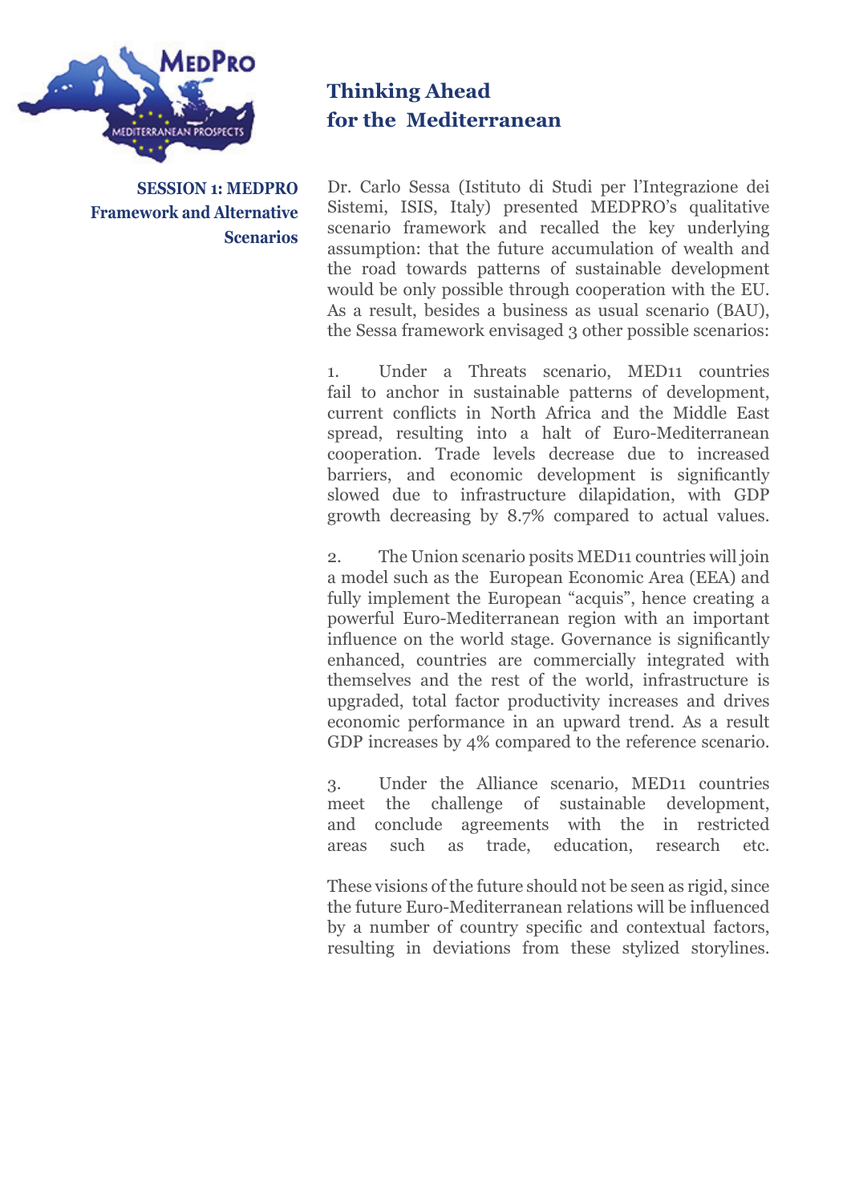# Thinking Ahead for the Mediterranean

## SESSION 1: MEDPRO Framework and Alternative Scenarios

Dr. Carlo Sessa (Istituto di Studi per l'Integrazione dei Sistemi, ISIS, Italy) presented MEDPRO's qualitative scenario framework and recalled the key underlying assumption: that the future accumulation of wealth and the road towards patterns of sustainable development would be only possible through cooperation with the EU. As a result, besides a business as usual scenario (BAU), the Sessa framework envisaged 3 other possible scenarios:

1. Under a Threats scenario, MED11 countries fail to anchor in sustainable patterns of development, current conflicts in North Africa and the Middle East spread, resulting into a halt of Euro-Mediterranean cooperation. Trade levels decrease due to increased barriers, and economic development is significantly slowed due to infrastructure dilapidation, with GDP growth decreasing by 8.7% compared to actual values.

2. The Union scenario posits MED11 countries will join a model such as the European Economic Area (EEA) and fully implement the European "acquis", hence creating a powerful Euro-Mediterranean region with an important influence on the world stage. Governance is significantly enhanced, countries are commercially integrated with themselves and the rest of the world, infrastructure is upgraded, total factor productivity increases and drives economic performance in an upward trend. As a result GDP increases by 4% compared to the reference scenario.

3. Under the Alliance scenario, MED11 countries meet the challenge of sustainable development, and conclude agreements with the in restricted areas such as trade, education, research etc.

These visions of the future should not be seen as rigid, since the future Euro-Mediterranean relations will be influenced by a number of country specific and contextual factors, resulting in deviations from these stylized storylines.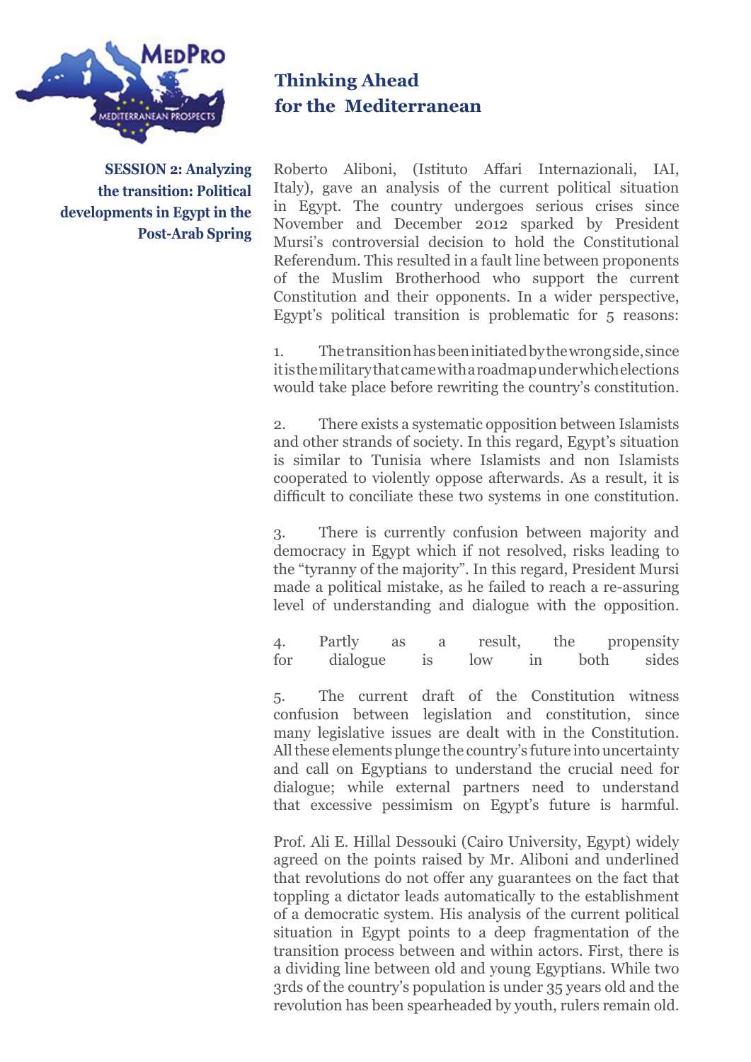## SESSION 2: Analyzing the transition: Political developments in Egypt in the Post-Arab Spring

Roberto Aliboni, (Istituto Affari Internazionali, IAI, Italy), gave an analysis of the current political situation in Egypt. The country undergoes serious crises since November and December 2012 sparked by President Mursi's controversial decision to hold the Constitutional Referendum. This resulted in a fault line between proponents of the Muslim Brotherhood who support the current Constitution and their opponents. In a wider perspective, Egypt's political transition is problematic for 5 reasons:

1. The transition has been initiated by the wrong side, since it is the military that came with a roadmap under which elections would take place before rewriting the country's constitution.

2. There exists a systematic opposition between Islamists and other strands of society. In this regard, Egypt's situation is similar to Tunisia where Islamists and non Islamists cooperated to violently oppose afterwards. As a result, it is difficult to conciliate these two systems in one constitution.

3. There is currently confusion between majority and democracy in Egypt which if not resolved, risks leading to the "tyranny of the majority". In this regard, President Mursi made a political mistake, as he failed to reach a re-assuring level of understanding and dialogue with the opposition.

4. Partly as a result, the propensity for dialogue is low in both sides

5. The current draft of the Constitution witness confusion between legislation and constitution, since many legislative issues are dealt with in the Constitution. All these elements plunge the country's future into uncertainty and call on Egyptians to understand the crucial need for dialogue; while external partners need to understand that excessive pessimism on Egypt's future is harmful.

Prof. Ali E. Hillal Dessouki (Cairo University, Egypt) widely agreed on the points raised by Mr. Aliboni and underlined that revolutions do not offer any guarantees on the fact that toppling a dictator leads automatically to the establishment of a democratic system. His analysis of the current political situation in Egypt points to a deep fragmentation of the transition process between and within actors. First, there is a dividing line between old and young Egyptians. While two 3rds of the country's population is under 35 years old and the revolution has been spearheaded by youth, rulers remain old.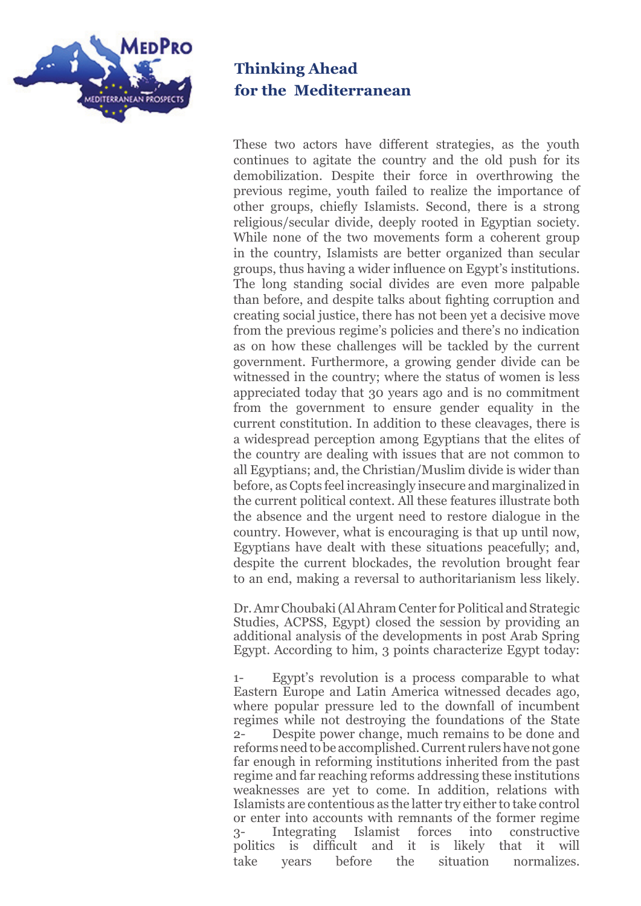These two actors have different strategies, as the youth continues to agitate the country and the old push for its demobilization. Despite their force in overthrowing the previous regime, youth failed to realize the importance of other groups, chiefly Islamists. Second, there is a strong religious/secular divide, deeply rooted in Egyptian society. While none of the two movements form a coherent group in the country, Islamists are better organized than secular groups, thus having a wider influence on Egypt's institutions. The long standing social divides are even more palpable than before, and despite talks about fighting corruption and creating social justice, there has not been yet a decisive move from the previous regime's policies and there's no indication as on how these challenges will be tackled by the current government. Furthermore, a growing gender divide can be witnessed in the country; where the status of women is less appreciated today that 30 years ago and is no commitment from the government to ensure gender equality in the current constitution. In addition to these cleavages, there is a widespread perception among Egyptians that the elites of the country are dealing with issues that are not common to all Egyptians; and, the Christian/Muslim divide is wider than before, as Copts feel increasingly insecure and marginalized in the current political context. All these features illustrate both the absence and the urgent need to restore dialogue in the country. However, what is encouraging is that up until now, Egyptians have dealt with these situations peacefully; and, despite the current blockades, the revolution brought fear to an end, making a reversal to authoritarianism less likely.

Dr. Amr Choubaki (Al Ahram Center for Political and Strategic Studies, ACPSS, Egypt) closed the session by providing an additional analysis of the developments in post Arab Spring Egypt. According to him, 3 points characterize Egypt today:

1- Egypt's revolution is a process comparable to what Eastern Europe and Latin America witnessed decades ago, where popular pressure led to the downfall of incumbent regimes while not destroying the foundations of the State
2- Despite power change, much remains to be done and reforms need to be accomplished. Current rulers have not gone far enough in reforming institutions inherited from the past regime and far reaching reforms addressing these institutions weaknesses are yet to come. In addition, relations with Islamists are contentious as the latter try either to take control or enter into accounts with remnants of the former regime
3- Integrating Islamist forces into constructive politics is difficult and it is likely that it will take years before the situation normalizes.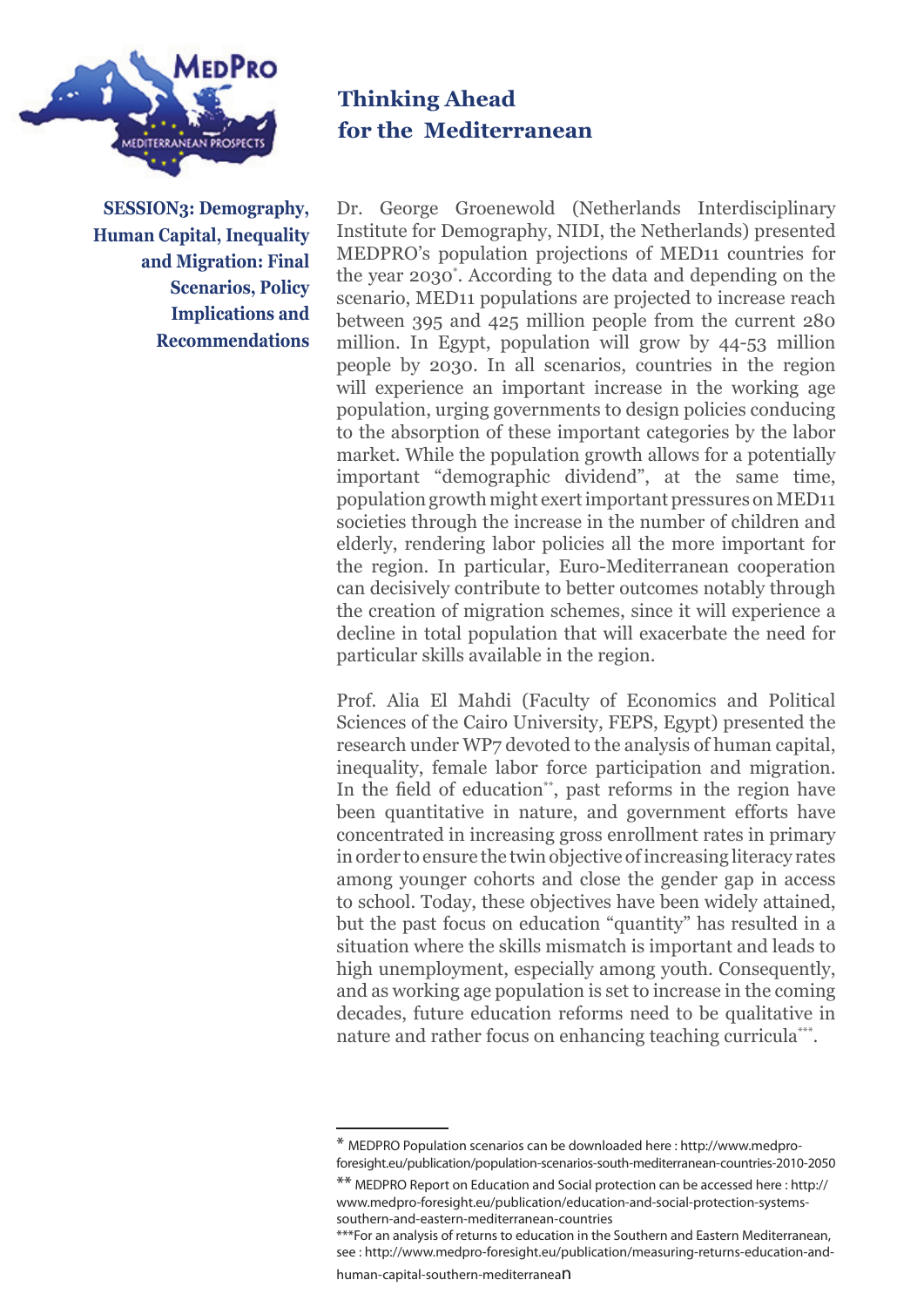## Thinking Ahead for the Mediterranean

**SESSION3: Demography, Human Capital, Inequality and Migration: Final Scenarios, Policy Implications and Recommendations**

Dr. George Groenewold (Netherlands Interdisciplinary Institute for Demography, NIDI, the Netherlands) presented MEDPRO's population projections of MED11 countries for the year 2030*. According to the data and depending on the scenario, MED11 populations are projected to increase reach between 395 and 425 million people from the current 280 million. In Egypt, population will grow by 44-53 million people by 2030. In all scenarios, countries in the region will experience an important increase in the working age population, urging governments to design policies conducing to the absorption of these important categories by the labor market. While the population growth allows for a potentially important "demographic dividend", at the same time, population growth might exert important pressures on MED11 societies through the increase in the number of children and elderly, rendering labor policies all the more important for the region. In particular, Euro-Mediterranean cooperation can decisively contribute to better outcomes notably through the creation of migration schemes, since it will experience a decline in total population that will exacerbate the need for particular skills available in the region.

Prof. Alia El Mahdi (Faculty of Economics and Political Sciences of the Cairo University, FEPS, Egypt) presented the research under WP7 devoted to the analysis of human capital, inequality, female labor force participation and migration. In the field of education**, past reforms in the region have been quantitative in nature, and government efforts have concentrated in increasing gross enrollment rates in primary in order to ensure the twin objective of increasing literacy rates among younger cohorts and close the gender gap in access to school. Today, these objectives have been widely attained, but the past focus on education "quantity" has resulted in a situation where the skills mismatch is important and leads to high unemployment, especially among youth. Consequently, and as working age population is set to increase in the coming decades, future education reforms need to be qualitative in nature and rather focus on enhancing teaching curricula***.

---

* MEDPRO Population scenarios can be downloaded here : http://www.medpro-foresight.eu/publication/population-scenarios-south-mediterranean-countries-2010-2050

** MEDPRO Report on Education and Social protection can be accessed here : http://www.medpro-foresight.eu/publication/education-and-social-protection-systems-southern-and-eastern-mediterranean-countries

***For an analysis of returns to education in the Southern and Eastern Mediterranean, see : http://www.medpro-foresight.eu/publication/measuring-returns-education-and-human-capital-southern-mediterranean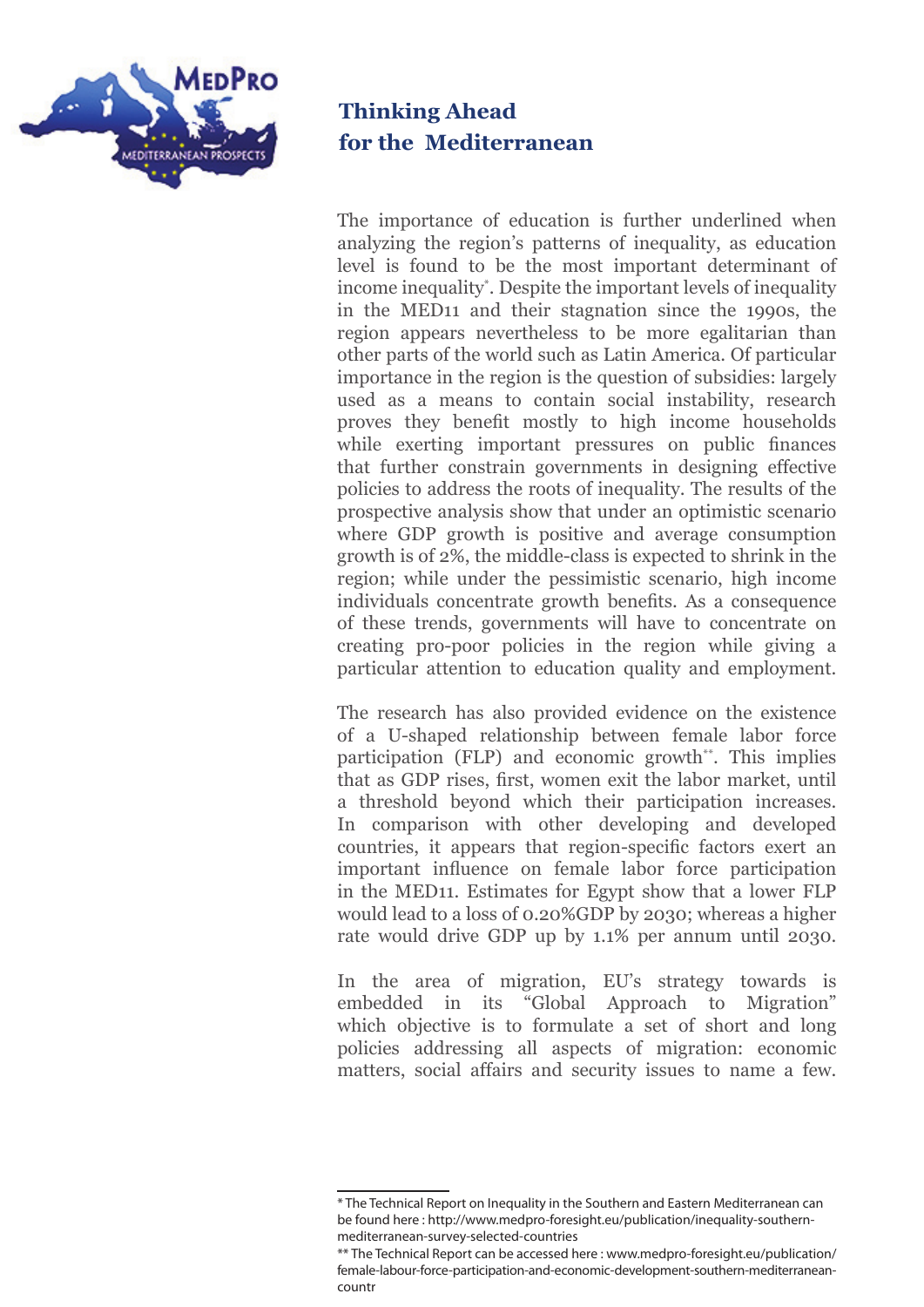## Thinking Ahead for the Mediterranean

The importance of education is further underlined when analyzing the region's patterns of inequality, as education level is found to be the most important determinant of income inequality*. Despite the important levels of inequality in the MED11 and their stagnation since the 1990s, the region appears nevertheless to be more egalitarian than other parts of the world such as Latin America. Of particular importance in the region is the question of subsidies: largely used as a means to contain social instability, research proves they benefit mostly to high income households while exerting important pressures on public finances that further constrain governments in designing effective policies to address the roots of inequality. The results of the prospective analysis show that under an optimistic scenario where GDP growth is positive and average consumption growth is of 2%, the middle-class is expected to shrink in the region; while under the pessimistic scenario, high income individuals concentrate growth benefits. As a consequence of these trends, governments will have to concentrate on creating pro-poor policies in the region while giving a particular attention to education quality and employment.

The research has also provided evidence on the existence of a U-shaped relationship between female labor force participation (FLP) and economic growth**. This implies that as GDP rises, first, women exit the labor market, until a threshold beyond which their participation increases. In comparison with other developing and developed countries, it appears that region-specific factors exert an important influence on female labor force participation in the MED11. Estimates for Egypt show that a lower FLP would lead to a loss of 0.20%GDP by 2030; whereas a higher rate would drive GDP up by 1.1% per annum until 2030.

In the area of migration, EU's strategy towards is embedded in its "Global Approach to Migration" which objective is to formulate a set of short and long policies addressing all aspects of migration: economic matters, social affairs and security issues to name a few.

---

* The Technical Report on Inequality in the Southern and Eastern Mediterranean can be found here : http://www.medpro-foresight.eu/publication/inequality-southern-mediterranean-survey-selected-countries

** The Technical Report can be accessed here : www.medpro-foresight.eu/publication/female-labour-force-participation-and-economic-development-southern-mediterranean-countr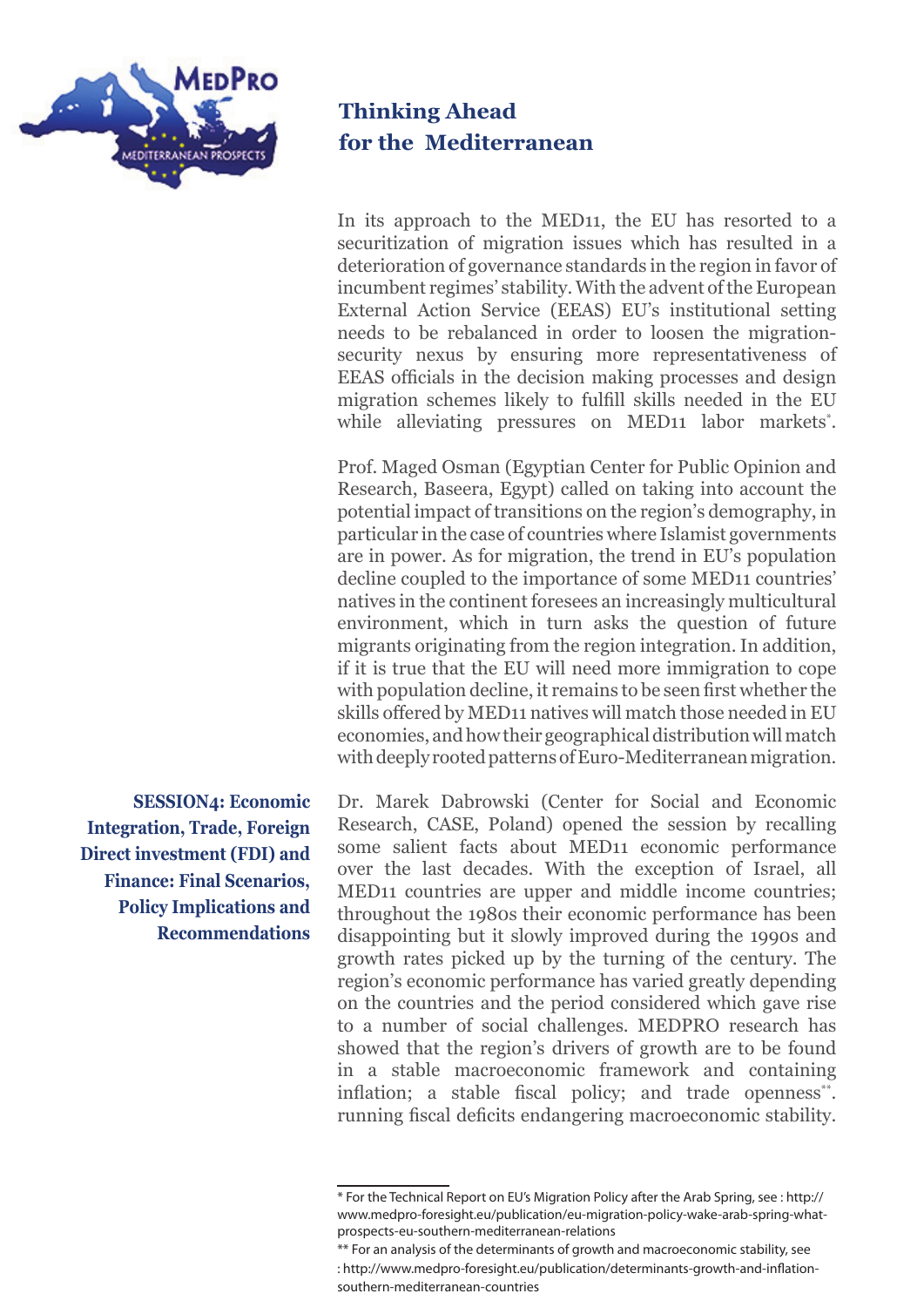In its approach to the MED11, the EU has resorted to a securitization of migration issues which has resulted in a deterioration of governance standards in the region in favor of incumbent regimes' stability. With the advent of the European External Action Service (EEAS) EU's institutional setting needs to be rebalanced in order to loosen the migration-security nexus by ensuring more representativeness of EEAS officials in the decision making processes and design migration schemes likely to fulfill skills needed in the EU while alleviating pressures on MED11 labor markets*.

Prof. Maged Osman (Egyptian Center for Public Opinion and Research, Baseera, Egypt) called on taking into account the potential impact of transitions on the region's demography, in particular in the case of countries where Islamist governments are in power. As for migration, the trend in EU's population decline coupled to the importance of some MED11 countries' natives in the continent foresees an increasingly multicultural environment, which in turn asks the question of future migrants originating from the region integration. In addition, if it is true that the EU will need more immigration to cope with population decline, it remains to be seen first whether the skills offered by MED11 natives will match those needed in EU economies, and how their geographical distribution will match with deeply rooted patterns of Euro-Mediterranean migration.

## SESSION4: Economic Integration, Trade, Foreign Direct investment (FDI) and Finance: Final Scenarios, Policy Implications and Recommendations

Dr. Marek Dabrowski (Center for Social and Economic Research, CASE, Poland) opened the session by recalling some salient facts about MED11 economic performance over the last decades. With the exception of Israel, all MED11 countries are upper and middle income countries; throughout the 1980s their economic performance has been disappointing but it slowly improved during the 1990s and growth rates picked up by the turning of the century. The region's economic performance has varied greatly depending on the countries and the period considered which gave rise to a number of social challenges. MEDPRO research has showed that the region's drivers of growth are to be found in a stable macroeconomic framework and containing inflation; a stable fiscal policy; and trade openness**. running fiscal deficits endangering macroeconomic stability.

---

* For the Technical Report on EU's Migration Policy after the Arab Spring, see : http://www.medpro-foresight.eu/publication/eu-migration-policy-wake-arab-spring-what-prospects-eu-southern-mediterranean-relations

** For an analysis of the determinants of growth and macroeconomic stability, see : http://www.medpro-foresight.eu/publication/determinants-growth-and-inflation-southern-mediterranean-countries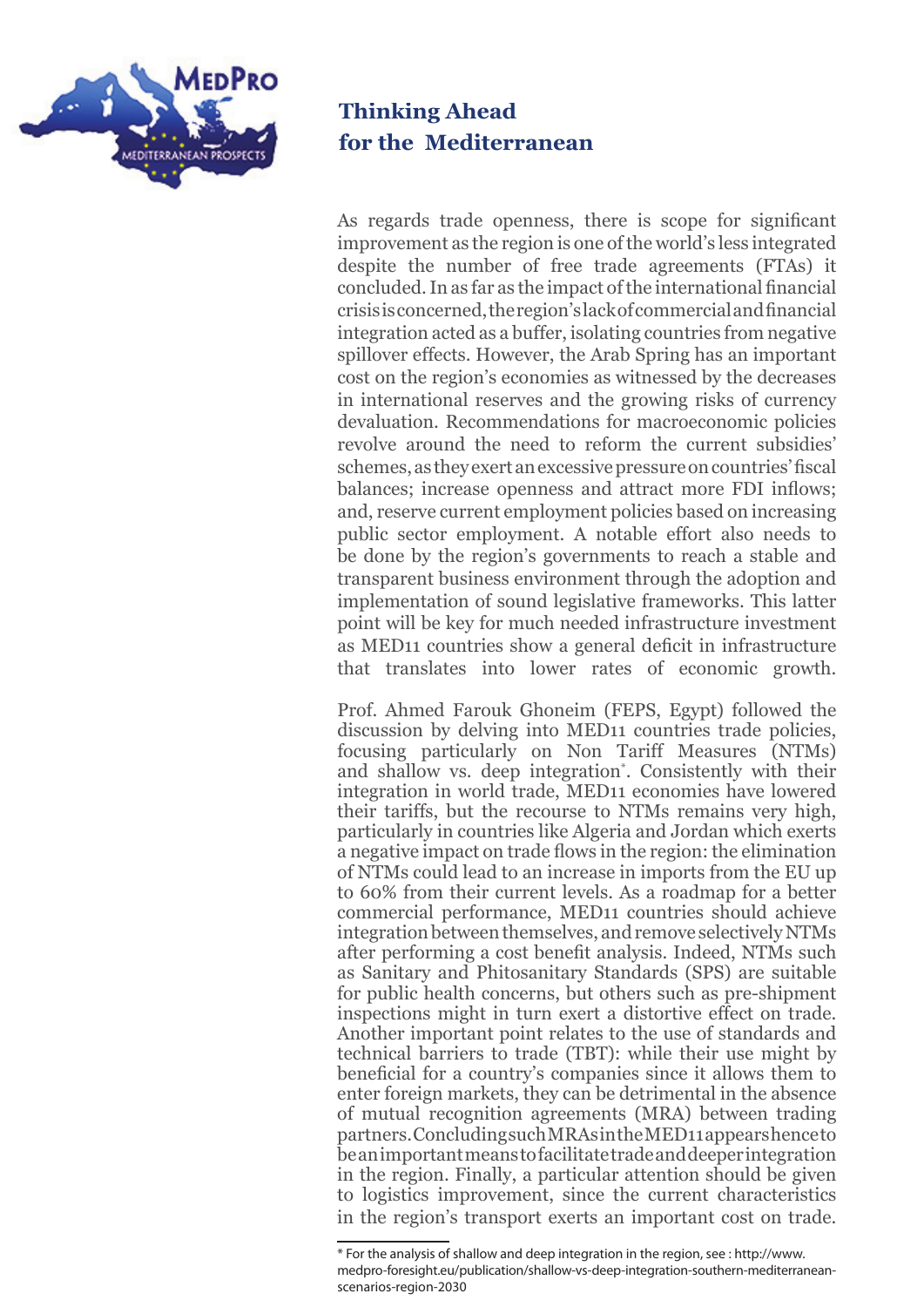As regards trade openness, there is scope for significant improvement as the region is one of the world's less integrated despite the number of free trade agreements (FTAs) it concluded. In as far as the impact of the international financial crisis is concerned, the region's lack of commercial and financial integration acted as a buffer, isolating countries from negative spillover effects. However, the Arab Spring has an important cost on the region's economies as witnessed by the decreases in international reserves and the growing risks of currency devaluation. Recommendations for macroeconomic policies revolve around the need to reform the current subsidies' schemes, as they exert an excessive pressure on countries' fiscal balances; increase openness and attract more FDI inflows; and, reserve current employment policies based on increasing public sector employment. A notable effort also needs to be done by the region's governments to reach a stable and transparent business environment through the adoption and implementation of sound legislative frameworks. This latter point will be key for much needed infrastructure investment as MED11 countries show a general deficit in infrastructure that translates into lower rates of economic growth.

Prof. Ahmed Farouk Ghoneim (FEPS, Egypt) followed the discussion by delving into MED11 countries trade policies, focusing particularly on Non Tariff Measures (NTMs) and shallow vs. deep integration*. Consistently with their integration in world trade, MED11 economies have lowered their tariffs, but the recourse to NTMs remains very high, particularly in countries like Algeria and Jordan which exerts a negative impact on trade flows in the region: the elimination of NTMs could lead to an increase in imports from the EU up to 60% from their current levels. As a roadmap for a better commercial performance, MED11 countries should achieve integration between themselves, and remove selectively NTMs after performing a cost benefit analysis. Indeed, NTMs such as Sanitary and Phitosanitary Standards (SPS) are suitable for public health concerns, but others such as pre-shipment inspections might in turn exert a distortive effect on trade. Another important point relates to the use of standards and technical barriers to trade (TBT): while their use might by beneficial for a country's companies since it allows them to enter foreign markets, they can be detrimental in the absence of mutual recognition agreements (MRA) between trading partners. Concluding such MRAs in the MED11 appears hence to be an important means to facilitate trade and deeper integration in the region. Finally, a particular attention should be given to logistics improvement, since the current characteristics in the region's transport exerts an important cost on trade.

* For the analysis of shallow and deep integration in the region, see : http://www.medpro-foresight.eu/publication/shallow-vs-deep-integration-southern-mediterranean-scenarios-region-2030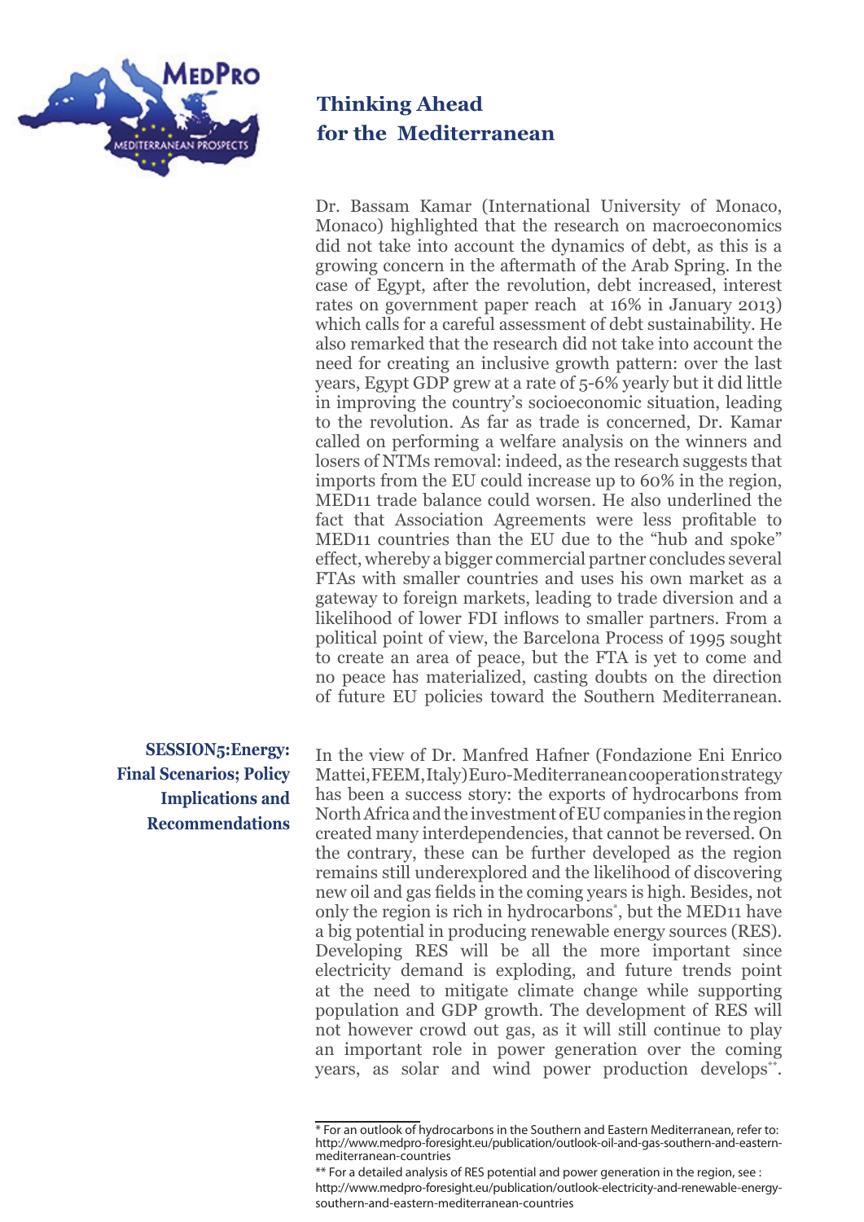Dr. Bassam Kamar (International University of Monaco, Monaco) highlighted that the research on macroeconomics did not take into account the dynamics of debt, as this is a growing concern in the aftermath of the Arab Spring. In the case of Egypt, after the revolution, debt increased, interest rates on government paper reach at 16% in January 2013) which calls for a careful assessment of debt sustainability. He also remarked that the research did not take into account the need for creating an inclusive growth pattern: over the last years, Egypt GDP grew at a rate of 5-6% yearly but it did little in improving the country's socioeconomic situation, leading to the revolution. As far as trade is concerned, Dr. Kamar called on performing a welfare analysis on the winners and losers of NTMs removal: indeed, as the research suggests that imports from the EU could increase up to 60% in the region, MED11 trade balance could worsen. He also underlined the fact that Association Agreements were less profitable to MED11 countries than the EU due to the "hub and spoke" effect, whereby a bigger commercial partner concludes several FTAs with smaller countries and uses his own market as a gateway to foreign markets, leading to trade diversion and a likelihood of lower FDI inflows to smaller partners. From a political point of view, the Barcelona Process of 1995 sought to create an area of peace, but the FTA is yet to come and no peace has materialized, casting doubts on the direction of future EU policies toward the Southern Mediterranean.

## SESSION5: Energy: Final Scenarios; Policy Implications and Recommendations

In the view of Dr. Manfred Hafner (Fondazione Eni Enrico Mattei, FEEM, Italy) Euro-Mediterranean cooperation strategy has been a success story: the exports of hydrocarbons from North Africa and the investment of EU companies in the region created many interdependencies, that cannot be reversed. On the contrary, these can be further developed as the region remains still underexplored and the likelihood of discovering new oil and gas fields in the coming years is high. Besides, not only the region is rich in hydrocarbons*, but the MED11 have a big potential in producing renewable energy sources (RES). Developing RES will be all the more important since electricity demand is exploding, and future trends point at the need to mitigate climate change while supporting population and GDP growth. The development of RES will not however crowd out gas, as it will still continue to play an important role in power generation over the coming years, as solar and wind power production develops**.

* For an outlook of hydrocarbons in the Southern and Eastern Mediterranean, refer to: http://www.medpro-foresight.eu/publication/outlook-oil-and-gas-southern-and-eastern-mediterranean-countries

** For a detailed analysis of RES potential and power generation in the region, see : http://www.medpro-foresight.eu/publication/outlook-electricity-and-renewable-energy-southern-and-eastern-mediterranean-countries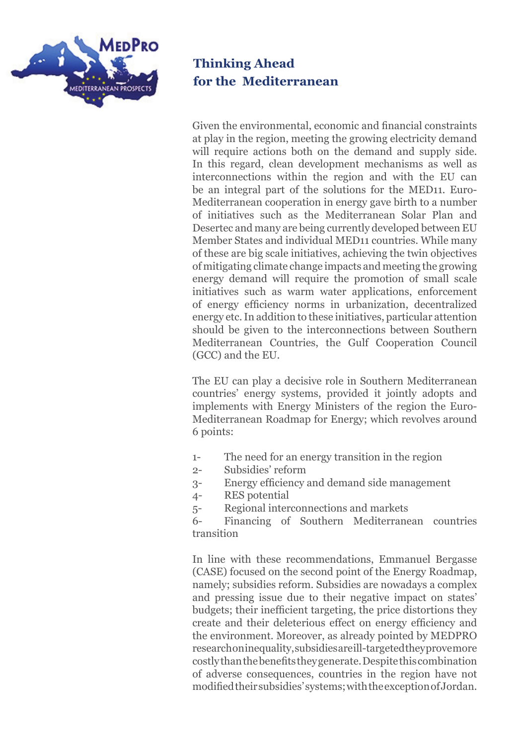## Thinking Ahead for the Mediterranean

Given the environmental, economic and financial constraints at play in the region, meeting the growing electricity demand will require actions both on the demand and supply side. In this regard, clean development mechanisms as well as interconnections within the region and with the EU can be an integral part of the solutions for the MED11. Euro-Mediterranean cooperation in energy gave birth to a number of initiatives such as the Mediterranean Solar Plan and Desertec and many are being currently developed between EU Member States and individual MED11 countries. While many of these are big scale initiatives, achieving the twin objectives of mitigating climate change impacts and meeting the growing energy demand will require the promotion of small scale initiatives such as warm water applications, enforcement of energy efficiency norms in urbanization, decentralized energy etc. In addition to these initiatives, particular attention should be given to the interconnections between Southern Mediterranean Countries, the Gulf Cooperation Council (GCC) and the EU.

The EU can play a decisive role in Southern Mediterranean countries' energy systems, provided it jointly adopts and implements with Energy Ministers of the region the Euro-Mediterranean Roadmap for Energy; which revolves around 6 points:

1- The need for an energy transition in the region
2- Subsidies' reform
3- Energy efficiency and demand side management
4- RES potential
5- Regional interconnections and markets
6- Financing of Southern Mediterranean countries transition

In line with these recommendations, Emmanuel Bergasse (CASE) focused on the second point of the Energy Roadmap, namely; subsidies reform. Subsidies are nowadays a complex and pressing issue due to their negative impact on states' budgets; their inefficient targeting, the price distortions they create and their deleterious effect on energy efficiency and the environment. Moreover, as already pointed by MEDPRO research on inequality, subsidies are ill-targeted they prove more costly than the benefits they generate. Despite this combination of adverse consequences, countries in the region have not modified their subsidies' systems; with the exception of Jordan.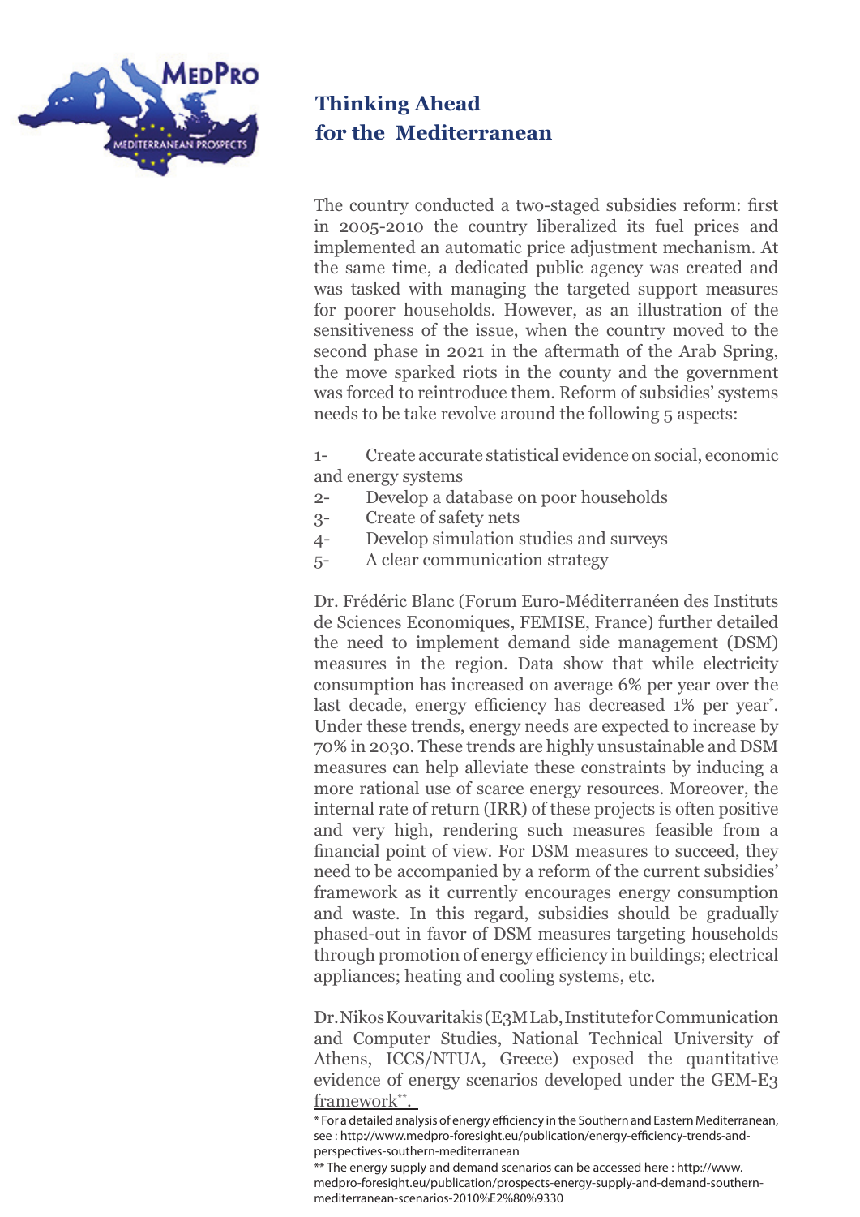The country conducted a two-staged subsidies reform: first in 2005-2010 the country liberalized its fuel prices and implemented an automatic price adjustment mechanism. At the same time, a dedicated public agency was created and was tasked with managing the targeted support measures for poorer households. However, as an illustration of the sensitiveness of the issue, when the country moved to the second phase in 2021 in the aftermath of the Arab Spring, the move sparked riots in the county and the government was forced to reintroduce them. Reform of subsidies' systems needs to be take revolve around the following 5 aspects:

1- Create accurate statistical evidence on social, economic and energy systems
2- Develop a database on poor households
3- Create of safety nets
4- Develop simulation studies and surveys
5- A clear communication strategy

Dr. Frédéric Blanc (Forum Euro-Méditerranéen des Instituts de Sciences Economiques, FEMISE, France) further detailed the need to implement demand side management (DSM) measures in the region. Data show that while electricity consumption has increased on average 6% per year over the last decade, energy efficiency has decreased 1% per year*. Under these trends, energy needs are expected to increase by 70% in 2030. These trends are highly unsustainable and DSM measures can help alleviate these constraints by inducing a more rational use of scarce energy resources. Moreover, the internal rate of return (IRR) of these projects is often positive and very high, rendering such measures feasible from a financial point of view. For DSM measures to succeed, they need to be accompanied by a reform of the current subsidies' framework as it currently encourages energy consumption and waste. In this regard, subsidies should be gradually phased-out in favor of DSM measures targeting households through promotion of energy efficiency in buildings; electrical appliances; heating and cooling systems, etc.

Dr. Nikos Kouvaritakis (E3M Lab, Institute for Communication and Computer Studies, National Technical University of Athens, ICCS/NTUA, Greece) exposed the quantitative evidence of energy scenarios developed under the GEM-E3 framework**.

* For a detailed analysis of energy efficiency in the Southern and Eastern Mediterranean, see : http://www.medpro-foresight.eu/publication/energy-efficiency-trends-and-perspectives-southern-mediterranean

** The energy supply and demand scenarios can be accessed here : http://www.medpro-foresight.eu/publication/prospects-energy-supply-and-demand-southern-mediterranean-scenarios-2010%E2%80%9330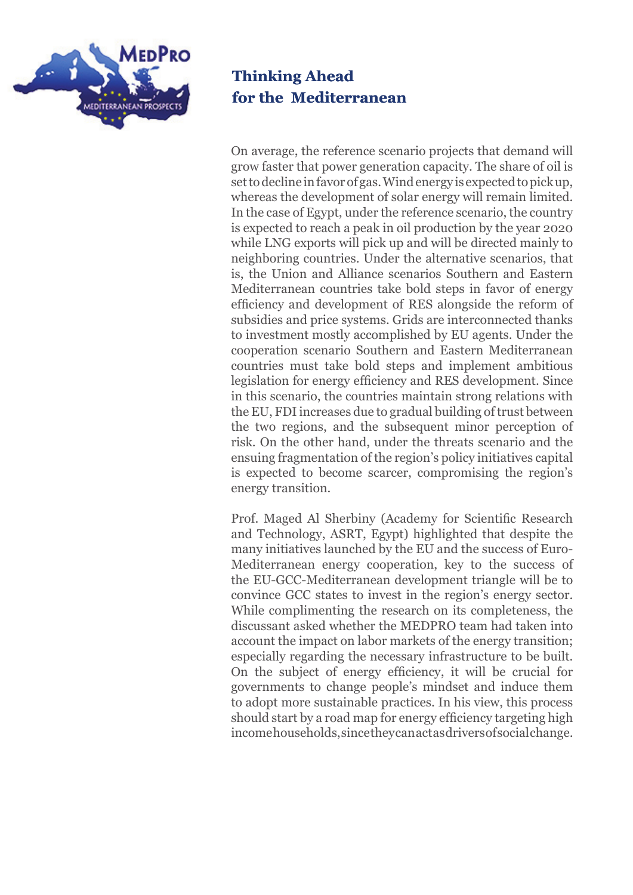On average, the reference scenario projects that demand will grow faster that power generation capacity. The share of oil is set to decline in favor of gas. Wind energy is expected to pick up, whereas the development of solar energy will remain limited. In the case of Egypt, under the reference scenario, the country is expected to reach a peak in oil production by the year 2020 while LNG exports will pick up and will be directed mainly to neighboring countries. Under the alternative scenarios, that is, the Union and Alliance scenarios Southern and Eastern Mediterranean countries take bold steps in favor of energy efficiency and development of RES alongside the reform of subsidies and price systems. Grids are interconnected thanks to investment mostly accomplished by EU agents. Under the cooperation scenario Southern and Eastern Mediterranean countries must take bold steps and implement ambitious legislation for energy efficiency and RES development. Since in this scenario, the countries maintain strong relations with the EU, FDI increases due to gradual building of trust between the two regions, and the subsequent minor perception of risk. On the other hand, under the threats scenario and the ensuing fragmentation of the region's policy initiatives capital is expected to become scarcer, compromising the region's energy transition.

Prof. Maged Al Sherbiny (Academy for Scientific Research and Technology, ASRT, Egypt) highlighted that despite the many initiatives launched by the EU and the success of Euro-Mediterranean energy cooperation, key to the success of the EU-GCC-Mediterranean development triangle will be to convince GCC states to invest in the region's energy sector. While complimenting the research on its completeness, the discussant asked whether the MEDPRO team had taken into account the impact on labor markets of the energy transition; especially regarding the necessary infrastructure to be built. On the subject of energy efficiency, it will be crucial for governments to change people's mindset and induce them to adopt more sustainable practices. In his view, this process should start by a road map for energy efficiency targeting high income households, since they can act as drivers of social change.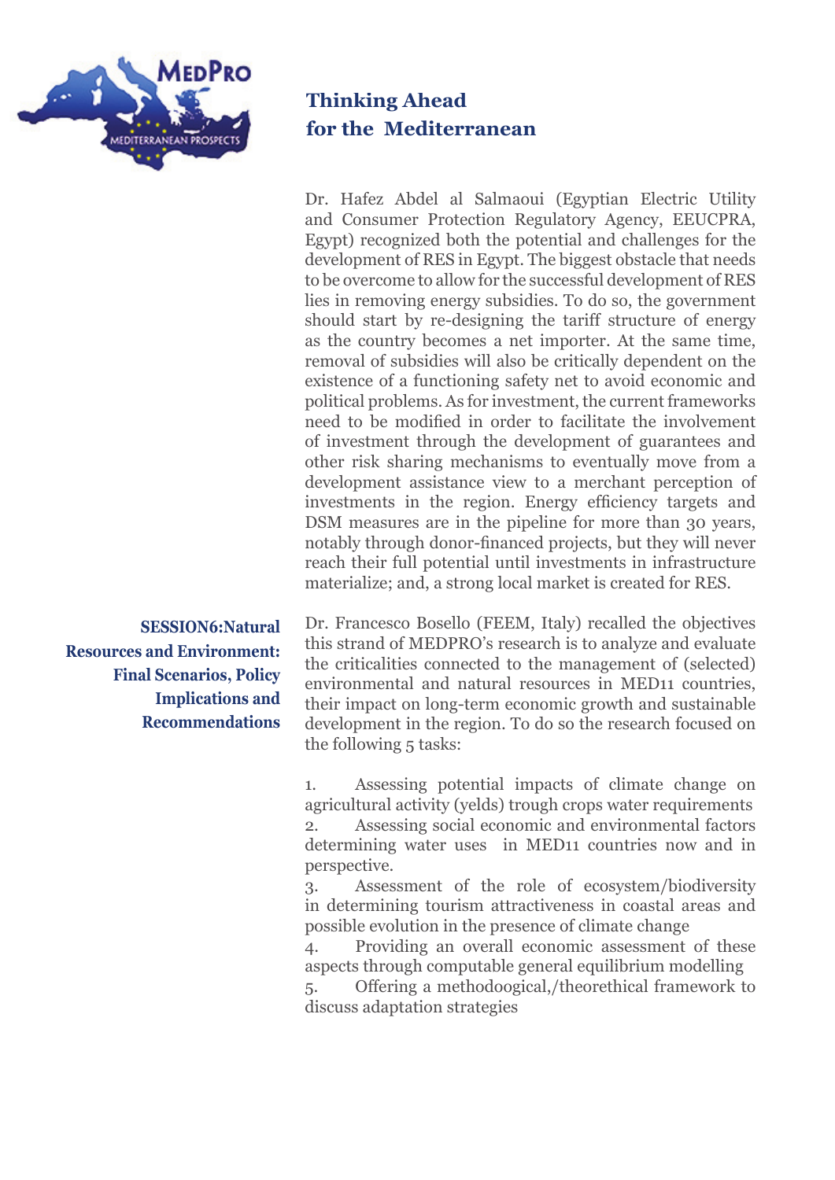Dr. Hafez Abdel al Salmaoui (Egyptian Electric Utility and Consumer Protection Regulatory Agency, EEUCPRA, Egypt) recognized both the potential and challenges for the development of RES in Egypt. The biggest obstacle that needs to be overcome to allow for the successful development of RES lies in removing energy subsidies. To do so, the government should start by re-designing the tariff structure of energy as the country becomes a net importer. At the same time, removal of subsidies will also be critically dependent on the existence of a functioning safety net to avoid economic and political problems. As for investment, the current frameworks need to be modified in order to facilitate the involvement of investment through the development of guarantees and other risk sharing mechanisms to eventually move from a development assistance view to a merchant perception of investments in the region. Energy efficiency targets and DSM measures are in the pipeline for more than 30 years, notably through donor-financed projects, but they will never reach their full potential until investments in infrastructure materialize; and, a strong local market is created for RES.

## SESSION6:Natural Resources and Environment: Final Scenarios, Policy Implications and Recommendations

Dr. Francesco Bosello (FEEM, Italy) recalled the objectives this strand of MEDPRO's research is to analyze and evaluate the criticalities connected to the management of (selected) environmental and natural resources in MED11 countries, their impact on long-term economic growth and sustainable development in the region. To do so the research focused on the following 5 tasks:

1. Assessing potential impacts of climate change on agricultural activity (yelds) trough crops water requirements
2. Assessing social economic and environmental factors determining water uses in MED11 countries now and in perspective.
3. Assessment of the role of ecosystem/biodiversity in determining tourism attractiveness in coastal areas and possible evolution in the presence of climate change
4. Providing an overall economic assessment of these aspects through computable general equilibrium modelling
5. Offering a methodoogical,/theorethical framework to discuss adaptation strategies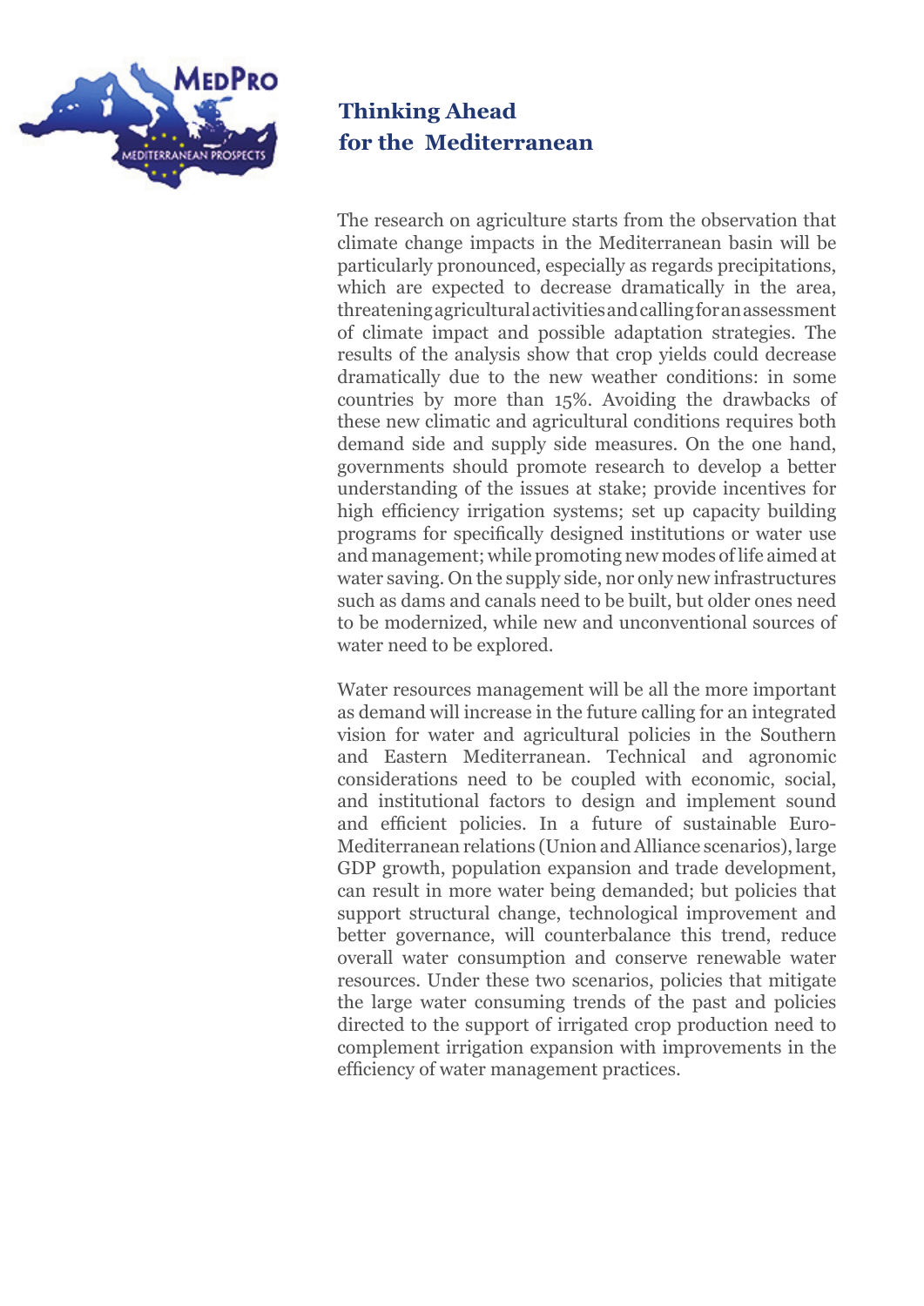## Thinking Ahead for the Mediterranean

The research on agriculture starts from the observation that climate change impacts in the Mediterranean basin will be particularly pronounced, especially as regards precipitations, which are expected to decrease dramatically in the area, threatening agricultural activities and calling for an assessment of climate impact and possible adaptation strategies. The results of the analysis show that crop yields could decrease dramatically due to the new weather conditions: in some countries by more than 15%. Avoiding the drawbacks of these new climatic and agricultural conditions requires both demand side and supply side measures. On the one hand, governments should promote research to develop a better understanding of the issues at stake; provide incentives for high efficiency irrigation systems; set up capacity building programs for specifically designed institutions or water use and management; while promoting new modes of life aimed at water saving. On the supply side, nor only new infrastructures such as dams and canals need to be built, but older ones need to be modernized, while new and unconventional sources of water need to be explored.

Water resources management will be all the more important as demand will increase in the future calling for an integrated vision for water and agricultural policies in the Southern and Eastern Mediterranean. Technical and agronomic considerations need to be coupled with economic, social, and institutional factors to design and implement sound and efficient policies. In a future of sustainable Euro-Mediterranean relations (Union and Alliance scenarios), large GDP growth, population expansion and trade development, can result in more water being demanded; but policies that support structural change, technological improvement and better governance, will counterbalance this trend, reduce overall water consumption and conserve renewable water resources. Under these two scenarios, policies that mitigate the large water consuming trends of the past and policies directed to the support of irrigated crop production need to complement irrigation expansion with improvements in the efficiency of water management practices.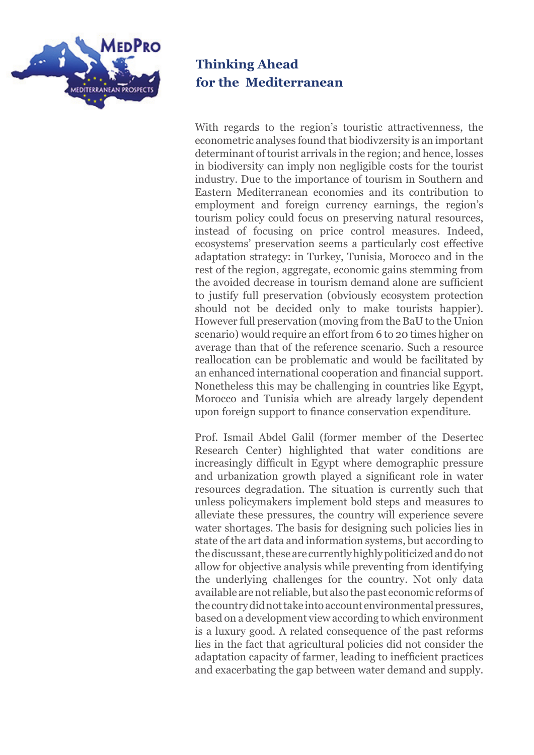With regards to the region's touristic attractivenness, the econometric analyses found that biodivzersity is an important determinant of tourist arrivals in the region; and hence, losses in biodiversity can imply non negligible costs for the tourist industry. Due to the importance of tourism in Southern and Eastern Mediterranean economies and its contribution to employment and foreign currency earnings, the region's tourism policy could focus on preserving natural resources, instead of focusing on price control measures. Indeed, ecosystems' preservation seems a particularly cost effective adaptation strategy: in Turkey, Tunisia, Morocco and in the rest of the region, aggregate, economic gains stemming from the avoided decrease in tourism demand alone are sufficient to justify full preservation (obviously ecosystem protection should not be decided only to make tourists happier). However full preservation (moving from the BaU to the Union scenario) would require an effort from 6 to 20 times higher on average than that of the reference scenario. Such a resource reallocation can be problematic and would be facilitated by an enhanced international cooperation and financial support. Nonetheless this may be challenging in countries like Egypt, Morocco and Tunisia which are already largely dependent upon foreign support to finance conservation expenditure.

Prof. Ismail Abdel Galil (former member of the Desertec Research Center) highlighted that water conditions are increasingly difficult in Egypt where demographic pressure and urbanization growth played a significant role in water resources degradation. The situation is currently such that unless policymakers implement bold steps and measures to alleviate these pressures, the country will experience severe water shortages. The basis for designing such policies lies in state of the art data and information systems, but according to the discussant, these are currently highly politicized and do not allow for objective analysis while preventing from identifying the underlying challenges for the country. Not only data available are not reliable, but also the past economic reforms of the country did not take into account environmental pressures, based on a development view according to which environment is a luxury good. A related consequence of the past reforms lies in the fact that agricultural policies did not consider the adaptation capacity of farmer, leading to inefficient practices and exacerbating the gap between water demand and supply.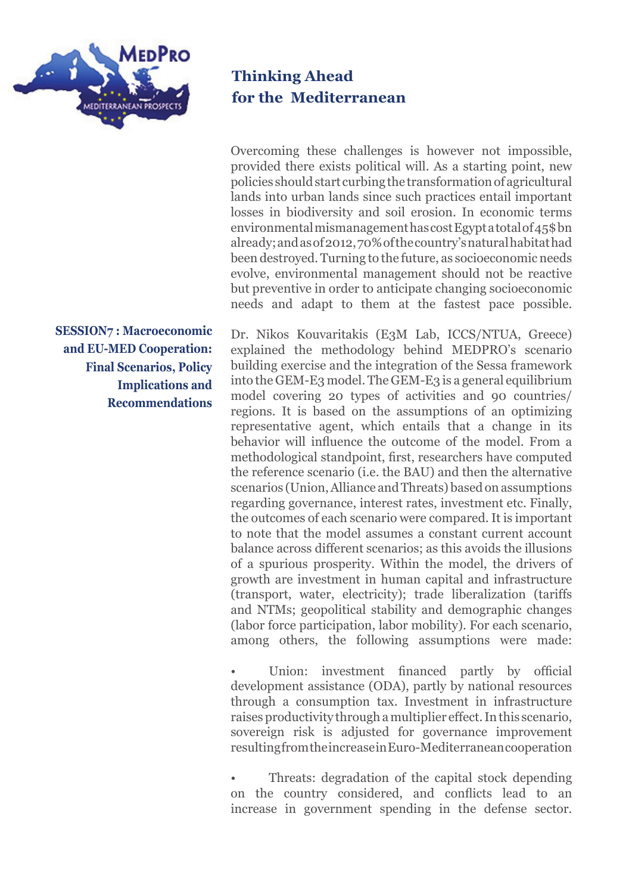## Thinking Ahead for the Mediterranean

Overcoming these challenges is however not impossible, provided there exists political will. As a starting point, new policies should start curbing the transformation of agricultural lands into urban lands since such practices entail important losses in biodiversity and soil erosion. In economic terms environmental mismanagement has cost Egypt a total of 45$ bn already; and as of 2012, 70% of the country's natural habitat had been destroyed. Turning to the future, as socioeconomic needs evolve, environmental management should not be reactive but preventive in order to anticipate changing socioeconomic needs and adapt to them at the fastest pace possible.

### SESSION7 : Macroeconomic and EU-MED Cooperation: Final Scenarios, Policy Implications and Recommendations

Dr. Nikos Kouvaritakis (E3M Lab, ICCS/NTUA, Greece) explained the methodology behind MEDPRO's scenario building exercise and the integration of the Sessa framework into the GEM-E3 model. The GEM-E3 is a general equilibrium model covering 20 types of activities and 90 countries/regions. It is based on the assumptions of an optimizing representative agent, which entails that a change in its behavior will influence the outcome of the model. From a methodological standpoint, first, researchers have computed the reference scenario (i.e. the BAU) and then the alternative scenarios (Union, Alliance and Threats) based on assumptions regarding governance, interest rates, investment etc. Finally, the outcomes of each scenario were compared. It is important to note that the model assumes a constant current account balance across different scenarios; as this avoids the illusions of a spurious prosperity. Within the model, the drivers of growth are investment in human capital and infrastructure (transport, water, electricity); trade liberalization (tariffs and NTMs; geopolitical stability and demographic changes (labor force participation, labor mobility). For each scenario, among others, the following assumptions were made:

- Union: investment financed partly by official development assistance (ODA), partly by national resources through a consumption tax. Investment in infrastructure raises productivity through a multiplier effect. In this scenario, sovereign risk is adjusted for governance improvement resulting from the increase in Euro-Mediterranean cooperation

- Threats: degradation of the capital stock depending on the country considered, and conflicts lead to an increase in government spending in the defense sector.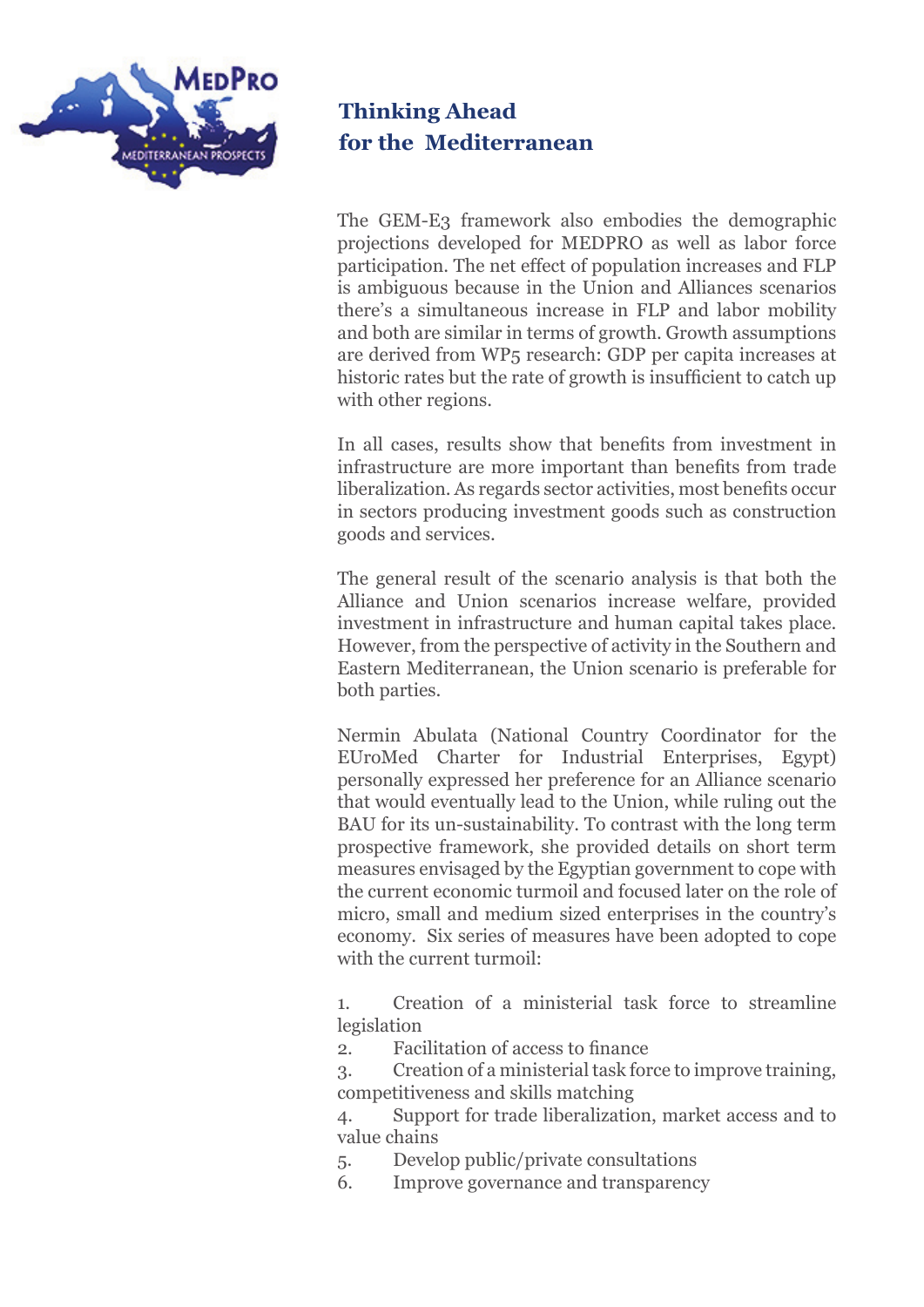The GEM-E3 framework also embodies the demographic projections developed for MEDPRO as well as labor force participation. The net effect of population increases and FLP is ambiguous because in the Union and Alliances scenarios there's a simultaneous increase in FLP and labor mobility and both are similar in terms of growth. Growth assumptions are derived from WP5 research: GDP per capita increases at historic rates but the rate of growth is insufficient to catch up with other regions.

In all cases, results show that benefits from investment in infrastructure are more important than benefits from trade liberalization. As regards sector activities, most benefits occur in sectors producing investment goods such as construction goods and services.

The general result of the scenario analysis is that both the Alliance and Union scenarios increase welfare, provided investment in infrastructure and human capital takes place. However, from the perspective of activity in the Southern and Eastern Mediterranean, the Union scenario is preferable for both parties.

Nermin Abulata (National Country Coordinator for the EUroMed Charter for Industrial Enterprises, Egypt) personally expressed her preference for an Alliance scenario that would eventually lead to the Union, while ruling out the BAU for its un-sustainability. To contrast with the long term prospective framework, she provided details on short term measures envisaged by the Egyptian government to cope with the current economic turmoil and focused later on the role of micro, small and medium sized enterprises in the country's economy. Six series of measures have been adopted to cope with the current turmoil:

1. Creation of a ministerial task force to streamline legislation
2. Facilitation of access to finance
3. Creation of a ministerial task force to improve training, competitiveness and skills matching
4. Support for trade liberalization, market access and to value chains
5. Develop public/private consultations
6. Improve governance and transparency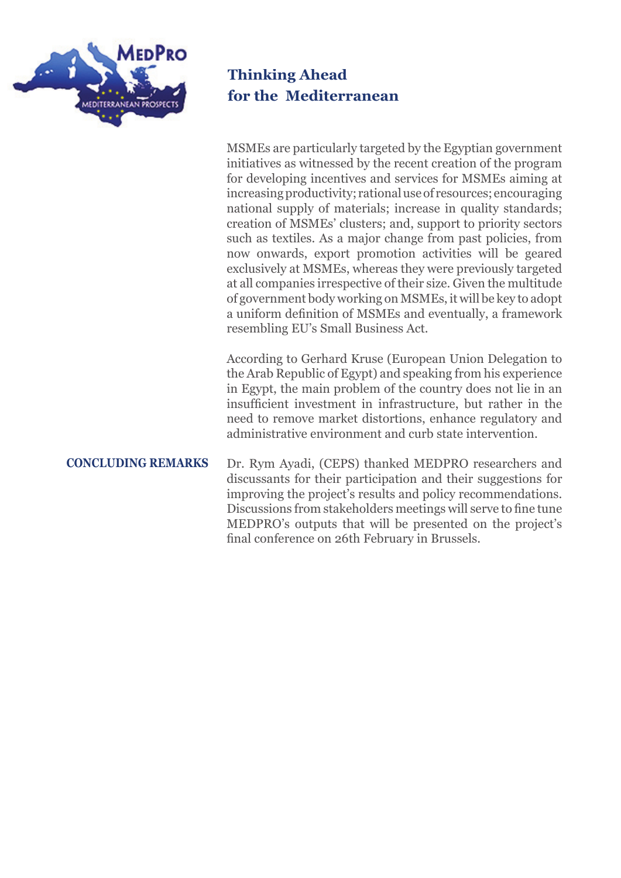MSMEs are particularly targeted by the Egyptian government initiatives as witnessed by the recent creation of the program for developing incentives and services for MSMEs aiming at increasing productivity; rational use of resources; encouraging national supply of materials; increase in quality standards; creation of MSMEs' clusters; and, support to priority sectors such as textiles. As a major change from past policies, from now onwards, export promotion activities will be geared exclusively at MSMEs, whereas they were previously targeted at all companies irrespective of their size. Given the multitude of government body working on MSMEs, it will be key to adopt a uniform definition of MSMEs and eventually, a framework resembling EU's Small Business Act.

According to Gerhard Kruse (European Union Delegation to the Arab Republic of Egypt) and speaking from his experience in Egypt, the main problem of the country does not lie in an insufficient investment in infrastructure, but rather in the need to remove market distortions, enhance regulatory and administrative environment and curb state intervention.

## CONCLUDING REMARKS

Dr. Rym Ayadi, (CEPS) thanked MEDPRO researchers and discussants for their participation and their suggestions for improving the project's results and policy recommendations. Discussions from stakeholders meetings will serve to fine tune MEDPRO's outputs that will be presented on the project's final conference on 26th February in Brussels.